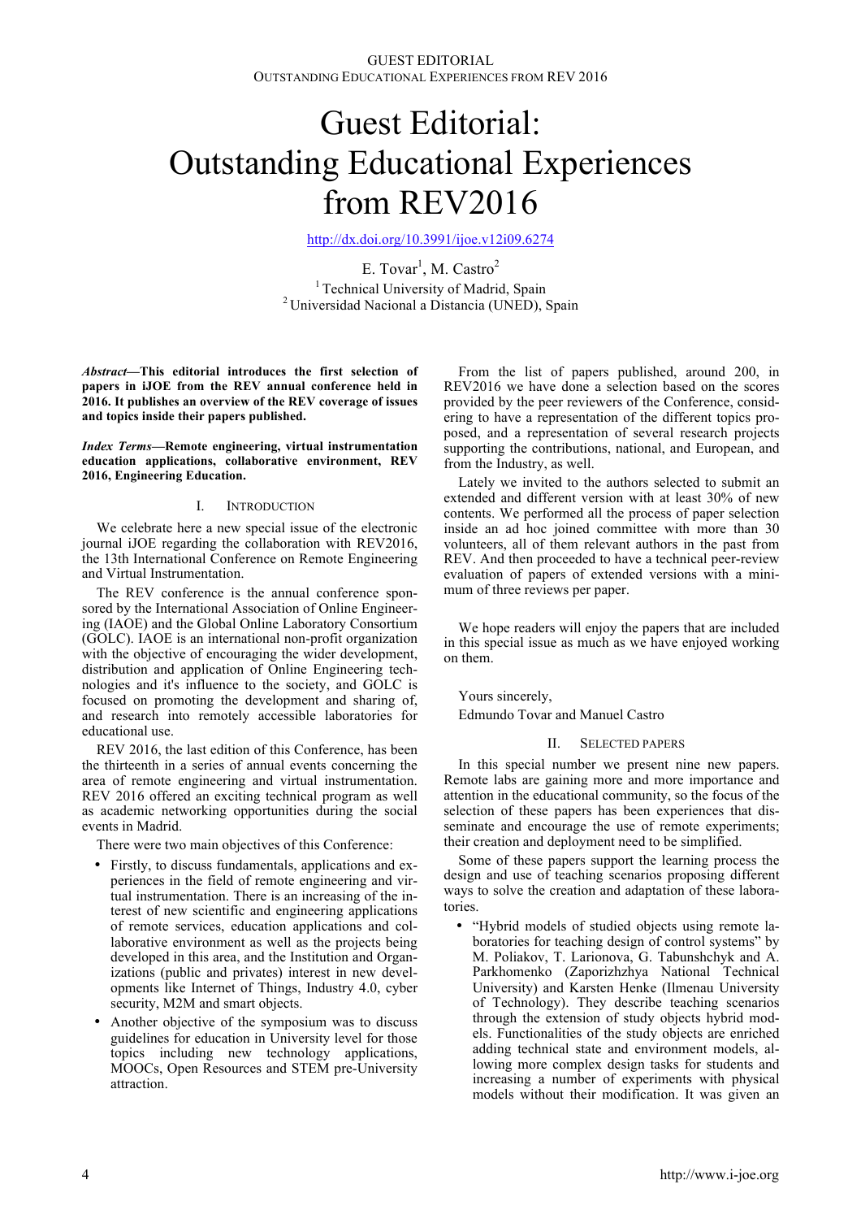# Guest Editorial: Outstanding Educational Experiences from REV2016

http://dx.doi.org/10.3991/ijoe.v12i09.6274

E. Tovar[1], M. Castro[2]

[1] Technical University of Madrid, Spain

[2] Universidad Nacional a Distancia (UNED), Spain

***Abstract*—This editorial introduces the first selection of papers in iJOE from the REV annual conference held in 2016. It publishes an overview of the REV coverage of issues and topics inside their papers published.**

***Index Terms*—Remote engineering, virtual instrumentation education applications, collaborative environment, REV 2016, Engineering Education.**

## I. Introduction

We celebrate here a new special issue of the electronic journal iJOE regarding the collaboration with REV2016, the 13th International Conference on Remote Engineering and Virtual Instrumentation.

The REV conference is the annual conference sponsored by the International Association of Online Engineering (IAOE) and the Global Online Laboratory Consortium (GOLC). IAOE is an international non-profit organization with the objective of encouraging the wider development, distribution and application of Online Engineering technologies and it's influence to the society, and GOLC is focused on promoting the development and sharing of, and research into remotely accessible laboratories for educational use.

REV 2016, the last edition of this Conference, has been the thirteenth in a series of annual events concerning the area of remote engineering and virtual instrumentation. REV 2016 offered an exciting technical program as well as academic networking opportunities during the social events in Madrid.

There were two main objectives of this Conference:

- Firstly, to discuss fundamentals, applications and experiences in the field of remote engineering and virtual instrumentation. There is an increasing of the interest of new scientific and engineering applications of remote services, education applications and collaborative environment as well as the projects being developed in this area, and the Institution and Organizations (public and privates) interest in new developments like Internet of Things, Industry 4.0, cyber security, M2M and smart objects.
- Another objective of the symposium was to discuss guidelines for education in University level for those topics including new technology applications, MOOCs, Open Resources and STEM pre-University attraction.

From the list of papers published, around 200, in REV2016 we have done a selection based on the scores provided by the peer reviewers of the Conference, considering to have a representation of the different topics proposed, and a representation of several research projects supporting the contributions, national, and European, and from the Industry, as well.

Lately we invited to the authors selected to submit an extended and different version with at least 30% of new contents. We performed all the process of paper selection inside an ad hoc joined committee with more than 30 volunteers, all of them relevant authors in the past from REV. And then proceeded to have a technical peer-review evaluation of papers of extended versions with a minimum of three reviews per paper.

We hope readers will enjoy the papers that are included in this special issue as much as we have enjoyed working on them.

Yours sincerely,

Edmundo Tovar and Manuel Castro

## II. Selected Papers

In this special number we present nine new papers. Remote labs are gaining more and more importance and attention in the educational community, so the focus of the selection of these papers has been experiences that disseminate and encourage the use of remote experiments; their creation and deployment need to be simplified.

Some of these papers support the learning process the design and use of teaching scenarios proposing different ways to solve the creation and adaptation of these laboratories.

- "Hybrid models of studied objects using remote laboratories for teaching design of control systems" by M. Poliakov, T. Larionova, G. Tabunshchyk and A. Parkhomenko (Zaporizhzhya National Technical University) and Karsten Henke (Ilmenau University of Technology). They describe teaching scenarios through the extension of study objects hybrid models. Functionalities of the study objects are enriched adding technical state and environment models, allowing more complex design tasks for students and increasing a number of experiments with physical models without their modification. It was given an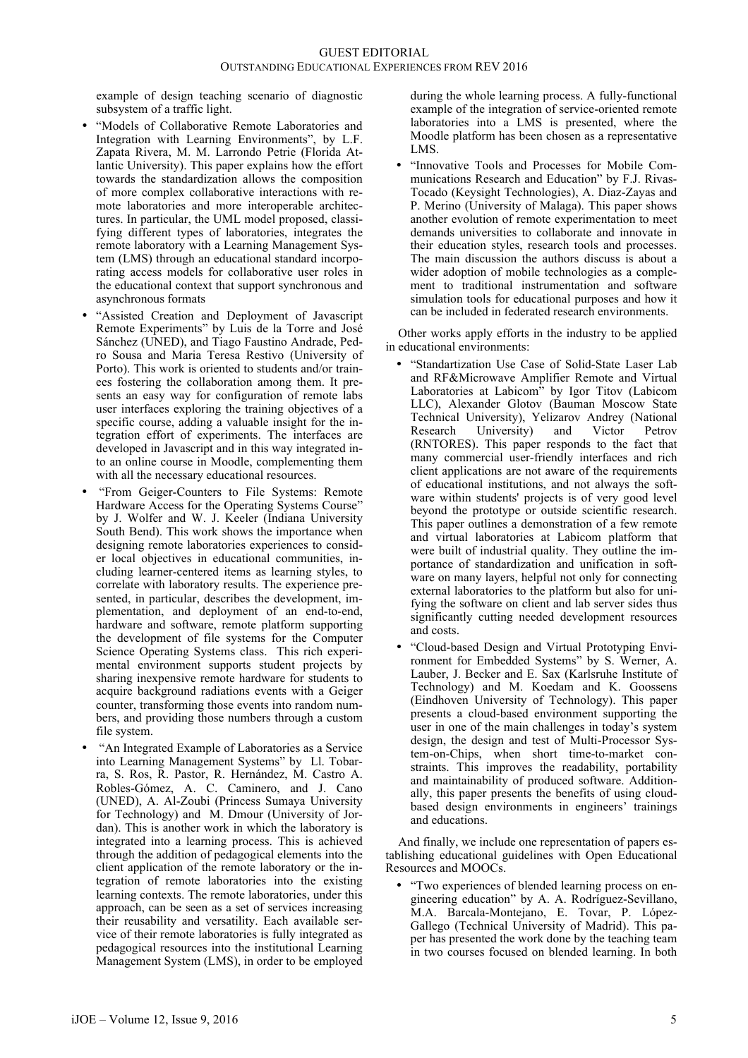example of design teaching scenario of diagnostic subsystem of a traffic light.

- "Models of Collaborative Remote Laboratories and Integration with Learning Environments", by L.F. Zapata Rivera, M. M. Larrondo Petrie (Florida Atlantic University). This paper explains how the effort towards the standardization allows the composition of more complex collaborative interactions with remote laboratories and more interoperable architectures. In particular, the UML model proposed, classifying different types of laboratories, integrates the remote laboratory with a Learning Management System (LMS) through an educational standard incorporating access models for collaborative user roles in the educational context that support synchronous and asynchronous formats
- "Assisted Creation and Deployment of Javascript Remote Experiments" by Luis de la Torre and José Sánchez (UNED), and Tiago Faustino Andrade, Pedro Sousa and Maria Teresa Restivo (University of Porto). This work is oriented to students and/or trainees fostering the collaboration among them. It presents an easy way for configuration of remote labs user interfaces exploring the training objectives of a specific course, adding a valuable insight for the integration effort of experiments. The interfaces are developed in Javascript and in this way integrated into an online course in Moodle, complementing them with all the necessary educational resources.
- "From Geiger-Counters to File Systems: Remote Hardware Access for the Operating Systems Course" by J. Wolfer and W. J. Keeler (Indiana University South Bend). This work shows the importance when designing remote laboratories experiences to consider local objectives in educational communities, including learner-centered items as learning styles, to correlate with laboratory results. The experience presented, in particular, describes the development, implementation, and deployment of an end-to-end, hardware and software, remote platform supporting the development of file systems for the Computer Science Operating Systems class. This rich experimental environment supports student projects by sharing inexpensive remote hardware for students to acquire background radiations events with a Geiger counter, transforming those events into random numbers, and providing those numbers through a custom file system.
- "An Integrated Example of Laboratories as a Service into Learning Management Systems" by Ll. Tobarra, S. Ros, R. Pastor, R. Hernández, M. Castro A. Robles-Gómez, A. C. Caminero, and J. Cano (UNED), A. Al-Zoubi (Princess Sumaya University for Technology) and M. Dmour (University of Jordan). This is another work in which the laboratory is integrated into a learning process. This is achieved through the addition of pedagogical elements into the client application of the remote laboratory or the integration of remote laboratories into the existing learning contexts. The remote laboratories, under this approach, can be seen as a set of services increasing their reusability and versatility. Each available service of their remote laboratories is fully integrated as pedagogical resources into the institutional Learning Management System (LMS), in order to be employed during the whole learning process. A fully-functional example of the integration of service-oriented remote laboratories into a LMS is presented, where the Moodle platform has been chosen as a representative LMS.
- "Innovative Tools and Processes for Mobile Communications Research and Education" by F.J. Rivas-Tocado (Keysight Technologies), A. Diaz-Zayas and P. Merino (University of Malaga). This paper shows another evolution of remote experimentation to meet demands universities to collaborate and innovate in their education styles, research tools and processes. The main discussion the authors discuss is about a wider adoption of mobile technologies as a complement to traditional instrumentation and software simulation tools for educational purposes and how it can be included in federated research environments.

Other works apply efforts in the industry to be applied in educational environments:

- "Standartization Use Case of Solid-State Laser Lab and RF&Microwave Amplifier Remote and Virtual Laboratories at Labicom" by Igor Titov (Labicom LLC), Alexander Glotov (Bauman Moscow State Technical University), Yelizarov Andrey (National Research University) and Victor Petrov (RNTORES). This paper responds to the fact that many commercial user-friendly interfaces and rich client applications are not aware of the requirements of educational institutions, and not always the software within students' projects is of very good level beyond the prototype or outside scientific research. This paper outlines a demonstration of a few remote and virtual laboratories at Labicom platform that were built of industrial quality. They outline the importance of standardization and unification in software on many layers, helpful not only for connecting external laboratories to the platform but also for unifying the software on client and lab server sides thus significantly cutting needed development resources and costs.
- "Cloud-based Design and Virtual Prototyping Environment for Embedded Systems" by S. Werner, A. Lauber, J. Becker and E. Sax (Karlsruhe Institute of Technology) and M. Koedam and K. Goossens (Eindhoven University of Technology). This paper presents a cloud-based environment supporting the user in one of the main challenges in today's system design, the design and test of Multi-Processor System-on-Chips, when short time-to-market constraints. This improves the readability, portability and maintainability of produced software. Additionally, this paper presents the benefits of using cloud-based design environments in engineers' trainings and educations.

And finally, we include one representation of papers establishing educational guidelines with Open Educational Resources and MOOCs.

- "Two experiences of blended learning process on engineering education" by A. A. Rodríguez-Sevillano, M.A. Barcala-Montejano, E. Tovar, P. López-Gallego (Technical University of Madrid). This paper has presented the work done by the teaching team in two courses focused on blended learning. In both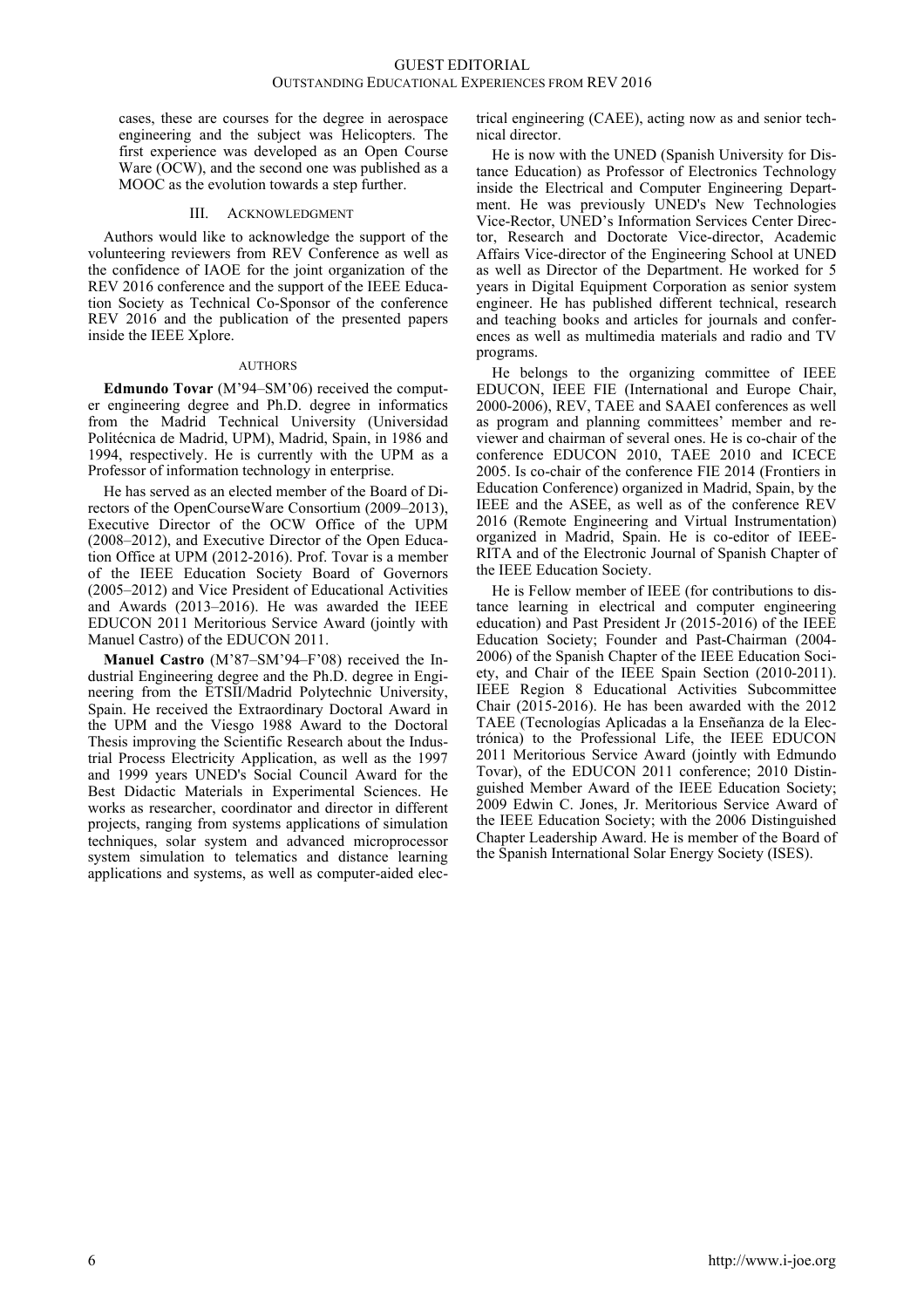cases, these are courses for the degree in aerospace engineering and the subject was Helicopters. The first experience was developed as an Open Course Ware (OCW), and the second one was published as a MOOC as the evolution towards a step further.

## III. Acknowledgment

Authors would like to acknowledge the support of the volunteering reviewers from REV Conference as well as the confidence of IAOE for the joint organization of the REV 2016 conference and the support of the IEEE Education Society as Technical Co-Sponsor of the conference REV 2016 and the publication of the presented papers inside the IEEE Xplore.

## Authors

**Edmundo Tovar** (M'94–SM'06) received the computer engineering degree and Ph.D. degree in informatics from the Madrid Technical University (Universidad Politécnica de Madrid, UPM), Madrid, Spain, in 1986 and 1994, respectively. He is currently with the UPM as a Professor of information technology in enterprise.

He has served as an elected member of the Board of Directors of the OpenCourseWare Consortium (2009–2013), Executive Director of the OCW Office of the UPM (2008–2012), and Executive Director of the Open Education Office at UPM (2012-2016). Prof. Tovar is a member of the IEEE Education Society Board of Governors (2005–2012) and Vice President of Educational Activities and Awards (2013–2016). He was awarded the IEEE EDUCON 2011 Meritorious Service Award (jointly with Manuel Castro) of the EDUCON 2011.

**Manuel Castro** (M'87–SM'94–F'08) received the Industrial Engineering degree and the Ph.D. degree in Engineering from the ETSII/Madrid Polytechnic University, Spain. He received the Extraordinary Doctoral Award in the UPM and the Viesgo 1988 Award to the Doctoral Thesis improving the Scientific Research about the Industrial Process Electricity Application, as well as the 1997 and 1999 years UNED's Social Council Award for the Best Didactic Materials in Experimental Sciences. He works as researcher, coordinator and director in different projects, ranging from systems applications of simulation techniques, solar system and advanced microprocessor system simulation to telematics and distance learning applications and systems, as well as computer-aided electrical engineering (CAEE), acting now as and senior technical director.

He is now with the UNED (Spanish University for Distance Education) as Professor of Electronics Technology inside the Electrical and Computer Engineering Department. He was previously UNED's New Technologies Vice-Rector, UNED's Information Services Center Director, Research and Doctorate Vice-director, Academic Affairs Vice-director of the Engineering School at UNED as well as Director of the Department. He worked for 5 years in Digital Equipment Corporation as senior system engineer. He has published different technical, research and teaching books and articles for journals and conferences as well as multimedia materials and radio and TV programs.

He belongs to the organizing committee of IEEE EDUCON, IEEE FIE (International and Europe Chair, 2000-2006), REV, TAEE and SAAEI conferences as well as program and planning committees' member and reviewer and chairman of several ones. He is co-chair of the conference EDUCON 2010, TAEE 2010 and ICECE 2005. Is co-chair of the conference FIE 2014 (Frontiers in Education Conference) organized in Madrid, Spain, by the IEEE and the ASEE, as well as of the conference REV 2016 (Remote Engineering and Virtual Instrumentation) organized in Madrid, Spain. He is co-editor of IEEE-RITA and of the Electronic Journal of Spanish Chapter of the IEEE Education Society.

He is Fellow member of IEEE (for contributions to distance learning in electrical and computer engineering education) and Past President Jr (2015-2016) of the IEEE Education Society; Founder and Past-Chairman (2004-2006) of the Spanish Chapter of the IEEE Education Society, and Chair of the IEEE Spain Section (2010-2011). IEEE Region 8 Educational Activities Subcommittee Chair (2015-2016). He has been awarded with the 2012 TAEE (Tecnologías Aplicadas a la Enseñanza de la Electrónica) to the Professional Life, the IEEE EDUCON 2011 Meritorious Service Award (jointly with Edmundo Tovar), of the EDUCON 2011 conference; 2010 Distinguished Member Award of the IEEE Education Society; 2009 Edwin C. Jones, Jr. Meritorious Service Award of the IEEE Education Society; with the 2006 Distinguished Chapter Leadership Award. He is member of the Board of the Spanish International Solar Energy Society (ISES).